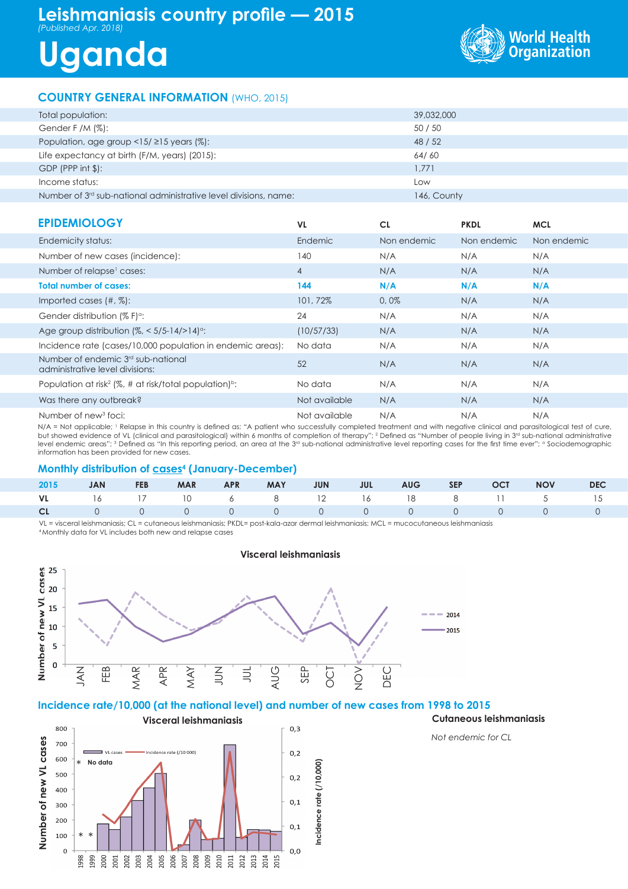# Leishmaniasis country profile — 2015

*(Published Apr. 2018)*

# Uganda

World Health Organization

## COUNTRY GENERAL INFORMATION (WHO, 2015)

| | |
|---|---|
| Total population: | 39,032,000 |
| Gender F /M (%): | 50 / 50 |
| Population, age group <15/ ≥15 years (%): | 48 / 52 |
| Life expectancy at birth (F/M, years) (2015): | 64/ 60 |
| GDP (PPP int $): | 1,771 |
| Income status: | Low |
| Number of 3rd sub-national administrative level divisions, name: | 146, County |

## EPIDEMIOLOGY

| | VL | CL | PKDL | MCL |
|---|---|---|---|---|
| Endemicity status: | Endemic | Non endemic | Non endemic | Non endemic |
| Number of new cases (incidence): | 140 | N/A | N/A | N/A |
| Number of relapse[1] cases: | 4 | N/A | N/A | N/A |
| **Total number of cases:** | **144** | **N/A** | **N/A** | **N/A** |
| Imported cases (#, %): | 101, 72% | 0, 0% | N/A | N/A |
| Gender distribution (% F)[a]: | 24 | N/A | N/A | N/A |
| Age group distribution (%, < 5/5-14/>14)[a]: | (10/57/33) | N/A | N/A | N/A |
| Incidence rate (cases/10,000 population in endemic areas): | No data | N/A | N/A | N/A |
| Number of endemic 3rd sub-national administrative level divisions: | 52 | N/A | N/A | N/A |
| Population at risk[2] (%, # at risk/total population)[b]: | No data | N/A | N/A | N/A |
| Was there any outbreak? | Not available | N/A | N/A | N/A |
| Number of new[3] foci: | Not available | N/A | N/A | N/A |

N/A = Not applicable; [1] Relapse in this country is defined as: "A patient who successfully completed treatment and with negative clinical and parasitological test of cure, but showed evidence of VL (clinical and parasitological) within 6 months of completion of therapy"; [2] Defined as "Number of people living in 3rd sub-national administrative level endemic areas"; [3] Defined as "In this reporting period, an area at the 3rd sub-national administrative level reporting cases for the first time ever"; [a] Sociodemographic information has been provided for new cases.

## Monthly distribution of cases[4] (January-December)

| 2015 | JAN | FEB | MAR | APR | MAY | JUN | JUL | AUG | SEP | OCT | NOV | DEC |
|---|---|---|---|---|---|---|---|---|---|---|---|---|
| VL | 16 | 17 | 10 | 6 | 8 | 12 | 16 | 18 | 8 | 11 | 5 | 15 |
| CL | 0 | 0 | 0 | 0 | 0 | 0 | 0 | 0 | 0 | 0 | 0 | 0 |

VL = visceral leishmaniasis; CL = cutaneous leishmaniasis; PKDL= post-kala-azar dermal leishmaniasis; MCL = mucocutaneous leishmaniasis
[4] Monthly data for VL includes both new and relapse cases

**Visceral leishmaniasis**

## Incidence rate/10,000 (at the national level) and number of new cases from 1998 to 2015

**Visceral leishmaniasis**

* No data

**Cutaneous leishmaniasis**

*Not endemic for CL*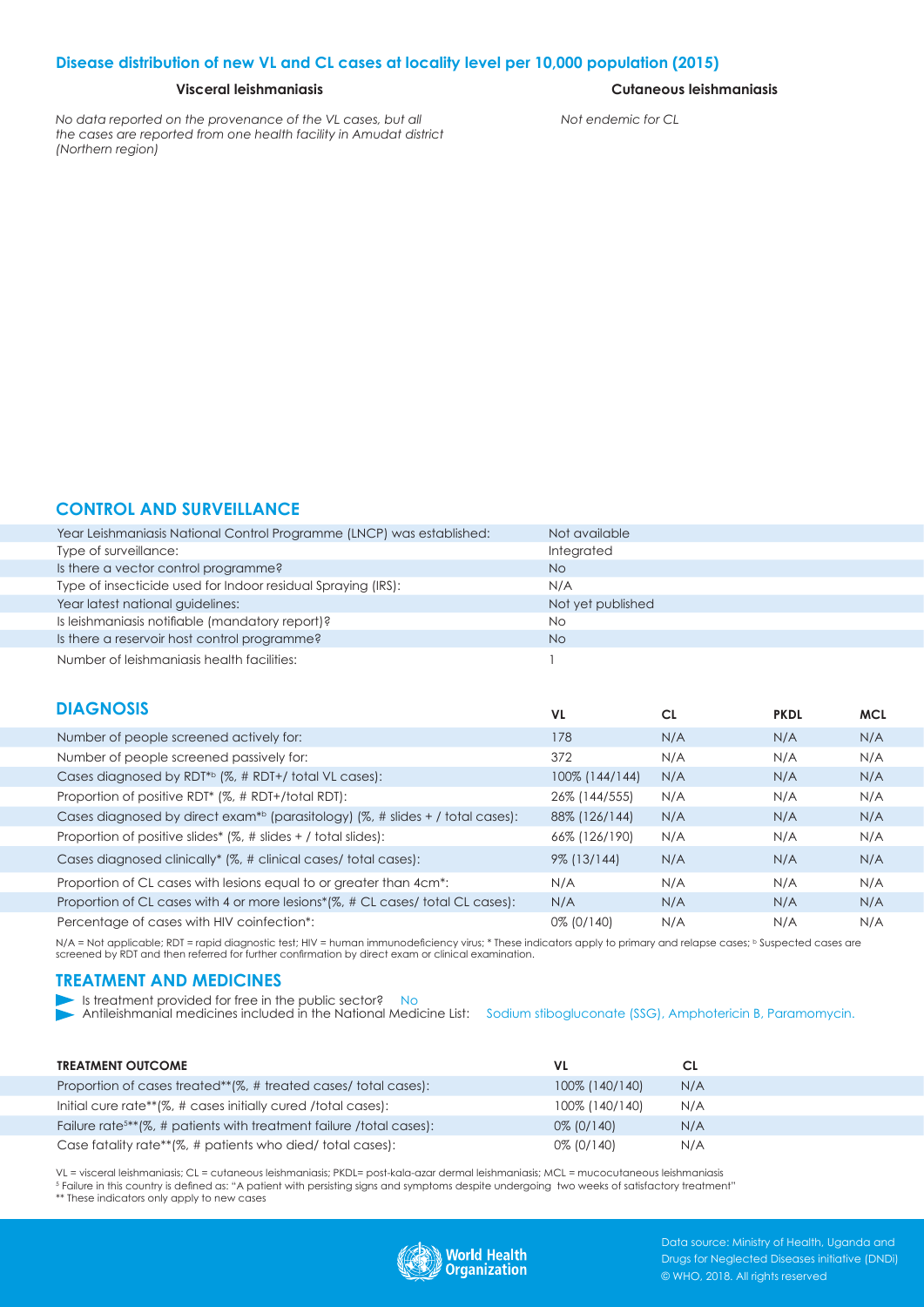## Disease distribution of new VL and CL cases at locality level per 10,000 population (2015)

### Visceral leishmaniasis

*No data reported on the provenance of the VL cases, but all the cases are reported from one health facility in Amudat district (Northern region)*

### Cutaneous leishmaniasis

*Not endemic for CL*

## CONTROL AND SURVEILLANCE

| | |
|---|---|
| Year Leishmaniasis National Control Programme (LNCP) was established: | Not available |
| Type of surveillance: | Integrated |
| Is there a vector control programme? | No |
| Type of insecticide used for Indoor residual Spraying (IRS): | N/A |
| Year latest national guidelines: | Not yet published |
| Is leishmaniasis notifiable (mandatory report)? | No |
| Is there a reservoir host control programme? | No |
| Number of leishmaniasis health facilities: | 1 |

## DIAGNOSIS

| | VL | CL | PKDL | MCL |
|---|---|---|---|---|
| Number of people screened actively for: | 178 | N/A | N/A | N/A |
| Number of people screened passively for: | 372 | N/A | N/A | N/A |
| Cases diagnosed by RDT*[b] (%, # RDT+/ total VL cases): | 100% (144/144) | N/A | N/A | N/A |
| Proportion of positive RDT* (%, # RDT+/total RDT): | 26% (144/555) | N/A | N/A | N/A |
| Cases diagnosed by direct exam*[b] (parasitology) (%, # slides + / total cases): | 88% (126/144) | N/A | N/A | N/A |
| Proportion of positive slides* (%, # slides + / total slides): | 66% (126/190) | N/A | N/A | N/A |
| Cases diagnosed clinically* (%, # clinical cases/ total cases): | 9% (13/144) | N/A | N/A | N/A |
| Proportion of CL cases with lesions equal to or greater than 4cm*: | N/A | N/A | N/A | N/A |
| Proportion of CL cases with 4 or more lesions*(%, # CL cases/ total CL cases): | N/A | N/A | N/A | N/A |
| Percentage of cases with HIV coinfection*: | 0% (0/140) | N/A | N/A | N/A |

N/A = Not applicable; RDT = rapid diagnostic test; HIV = human immunodeficiency virus; * These indicators apply to primary and relapse cases; [b] Suspected cases are screened by RDT and then referred for further confirmation by direct exam or clinical examination.

## TREATMENT AND MEDICINES

- Is treatment provided for free in the public sector? No
- Antileishmanial medicines included in the National Medicine List: Sodium stibogluconate (SSG), Amphotericin B, Paramomycin.

| TREATMENT OUTCOME | VL | CL |
|---|---|---|
| Proportion of cases treated**(%, # treated cases/ total cases): | 100% (140/140) | N/A |
| Initial cure rate**(%, # cases initially cured /total cases): | 100% (140/140) | N/A |
| Failure rate[5]**(%, # patients with treatment failure /total cases): | 0% (0/140) | N/A |
| Case fatality rate**(%, # patients who died/ total cases): | 0% (0/140) | N/A |

VL = visceral leishmaniasis; CL = cutaneous leishmaniasis; PKDL= post-kala-azar dermal leishmaniasis; MCL = mucocutaneous leishmaniasis

[5] Failure in this country is defined as: "A patient with persisting signs and symptoms despite undergoing two weeks of satisfactory treatment"

** These indicators only apply to new cases

World Health Organization

Data source: Ministry of Health, Uganda and Drugs for Neglected Diseases initiative (DNDi)
© WHO, 2018. All rights reserved